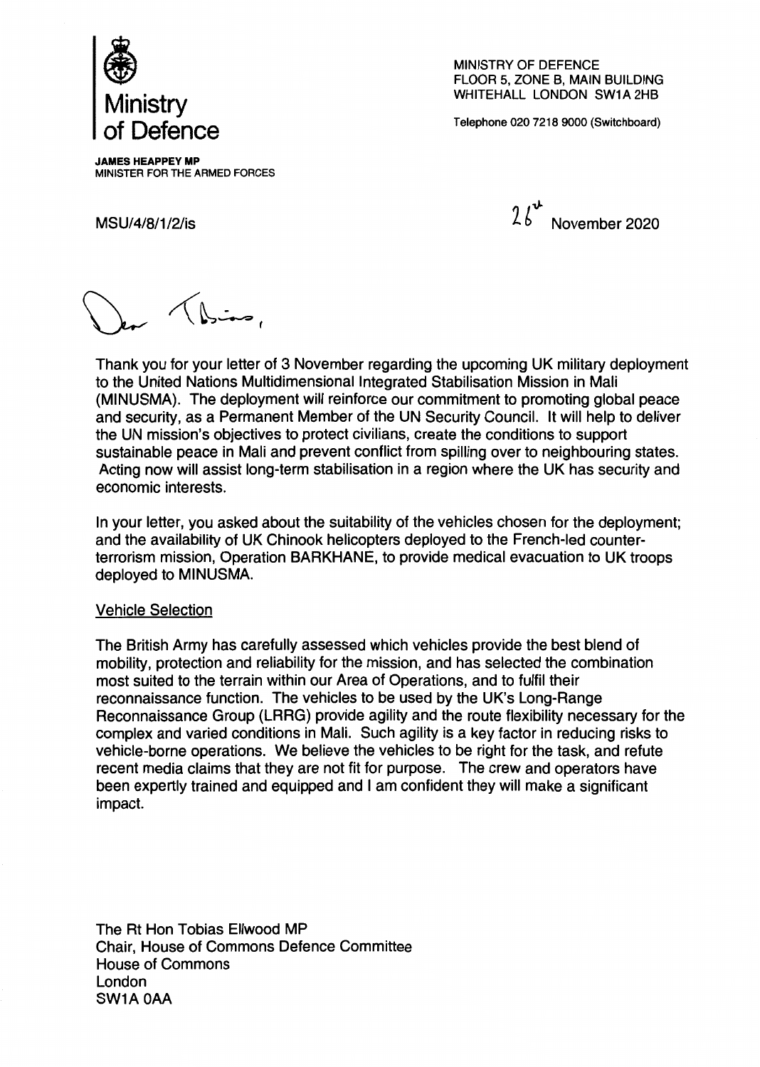**Ministry of Defence**

**JAMES HEAPPEY MP**
MINISTER FOR THE ARMED FORCES

MINISTRY OF DEFENCE
FLOOR 5, ZONE B, MAIN BUILDING
WHITEHALL LONDON SW1A 2HB

Telephone 020 7218 9000 (Switchboard)

MSU/4/8/1/2/is

26th November 2020

Dear Tobias,

Thank you for your letter of 3 November regarding the upcoming UK military deployment to the United Nations Multidimensional Integrated Stabilisation Mission in Mali (MINUSMA). The deployment will reinforce our commitment to promoting global peace and security, as a Permanent Member of the UN Security Council. It will help to deliver the UN mission's objectives to protect civilians, create the conditions to support sustainable peace in Mali and prevent conflict from spilling over to neighbouring states. Acting now will assist long-term stabilisation in a region where the UK has security and economic interests.

In your letter, you asked about the suitability of the vehicles chosen for the deployment; and the availability of UK Chinook helicopters deployed to the French-led counter-terrorism mission, Operation BARKHANE, to provide medical evacuation to UK troops deployed to MINUSMA.

<u>Vehicle Selection</u>

The British Army has carefully assessed which vehicles provide the best blend of mobility, protection and reliability for the mission, and has selected the combination most suited to the terrain within our Area of Operations, and to fulfil their reconnaissance function. The vehicles to be used by the UK's Long-Range Reconnaissance Group (LRRG) provide agility and the route flexibility necessary for the complex and varied conditions in Mali. Such agility is a key factor in reducing risks to vehicle-borne operations. We believe the vehicles to be right for the task, and refute recent media claims that they are not fit for purpose. The crew and operators have been expertly trained and equipped and I am confident they will make a significant impact.

The Rt Hon Tobias Ellwood MP
Chair, House of Commons Defence Committee
House of Commons
London
SW1A 0AA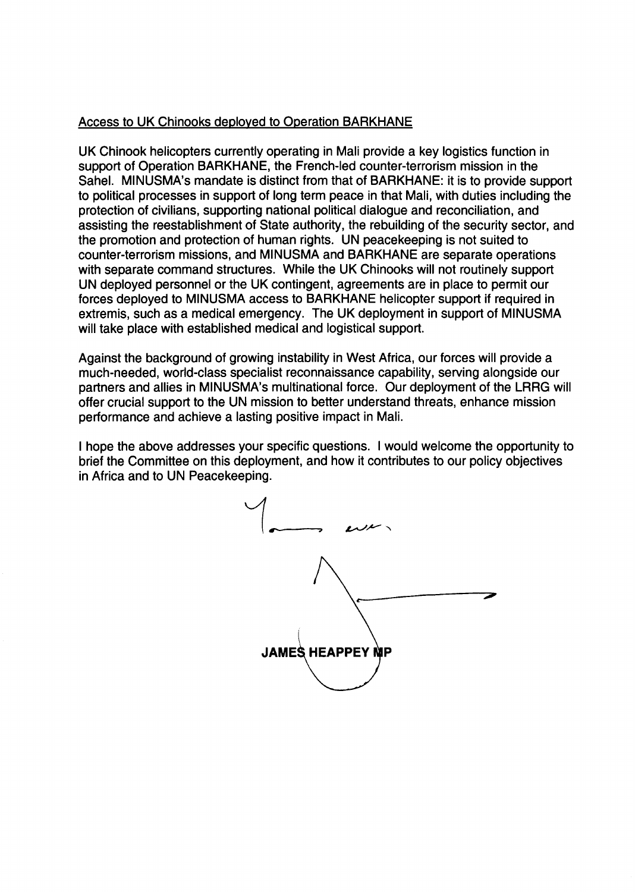Access to UK Chinooks deployed to Operation BARKHANE

UK Chinook helicopters currently operating in Mali provide a key logistics function in support of Operation BARKHANE, the French-led counter-terrorism mission in the Sahel. MINUSMA's mandate is distinct from that of BARKHANE: it is to provide support to political processes in support of long term peace in that Mali, with duties including the protection of civilians, supporting national political dialogue and reconciliation, and assisting the reestablishment of State authority, the rebuilding of the security sector, and the promotion and protection of human rights. UN peacekeeping is not suited to counter-terrorism missions, and MINUSMA and BARKHANE are separate operations with separate command structures. While the UK Chinooks will not routinely support UN deployed personnel or the UK contingent, agreements are in place to permit our forces deployed to MINUSMA access to BARKHANE helicopter support if required in extremis, such as a medical emergency. The UK deployment in support of MINUSMA will take place with established medical and logistical support.

Against the background of growing instability in West Africa, our forces will provide a much-needed, world-class specialist reconnaissance capability, serving alongside our partners and allies in MINUSMA's multinational force. Our deployment of the LRRG will offer crucial support to the UN mission to better understand threats, enhance mission performance and achieve a lasting positive impact in Mali.

I hope the above addresses your specific questions. I would welcome the opportunity to brief the Committee on this deployment, and how it contributes to our policy objectives in Africa and to UN Peacekeeping.

Yours ever,

**JAMES HEAPPEY MP**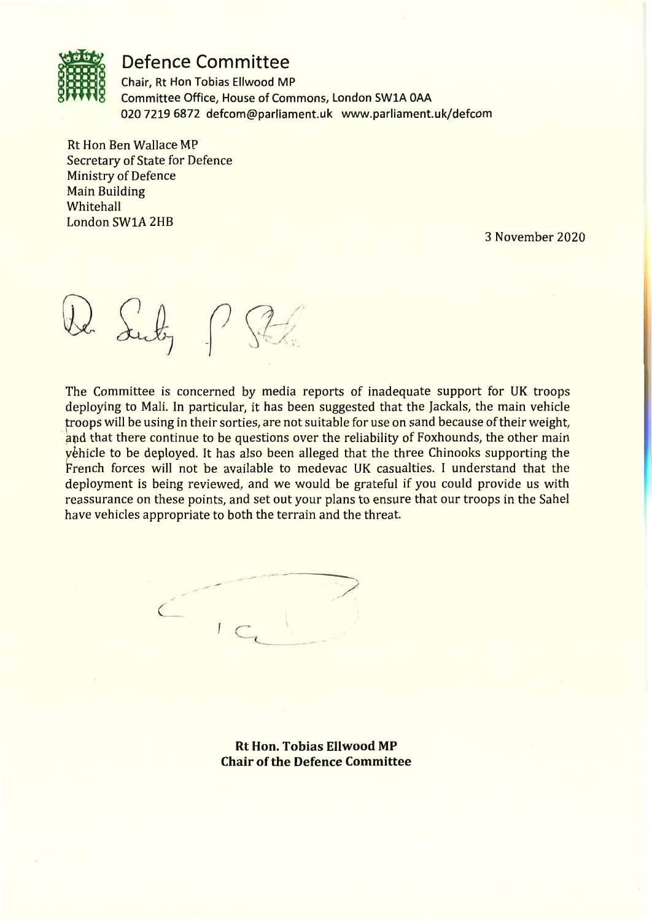# Defence Committee

Chair, Rt Hon Tobias Ellwood MP
Committee Office, House of Commons, London SW1A 0AA
020 7219 6872 defcom@parliament.uk www.parliament.uk/defcom

Rt Hon Ben Wallace MP
Secretary of State for Defence
Ministry of Defence
Main Building
Whitehall
London SW1A 2HB

3 November 2020

Dear Secretary of State

The Committee is concerned by media reports of inadequate support for UK troops deploying to Mali. In particular, it has been suggested that the Jackals, the main vehicle troops will be using in their sorties, are not suitable for use on sand because of their weight, and that there continue to be questions over the reliability of Foxhounds, the other main vehicle to be deployed. It has also been alleged that the three Chinooks supporting the French forces will not be available to medevac UK casualties. I understand that the deployment is being reviewed, and we would be grateful if you could provide us with reassurance on these points, and set out your plans to ensure that our troops in the Sahel have vehicles appropriate to both the terrain and the threat.

**Rt Hon. Tobias Ellwood MP**
**Chair of the Defence Committee**